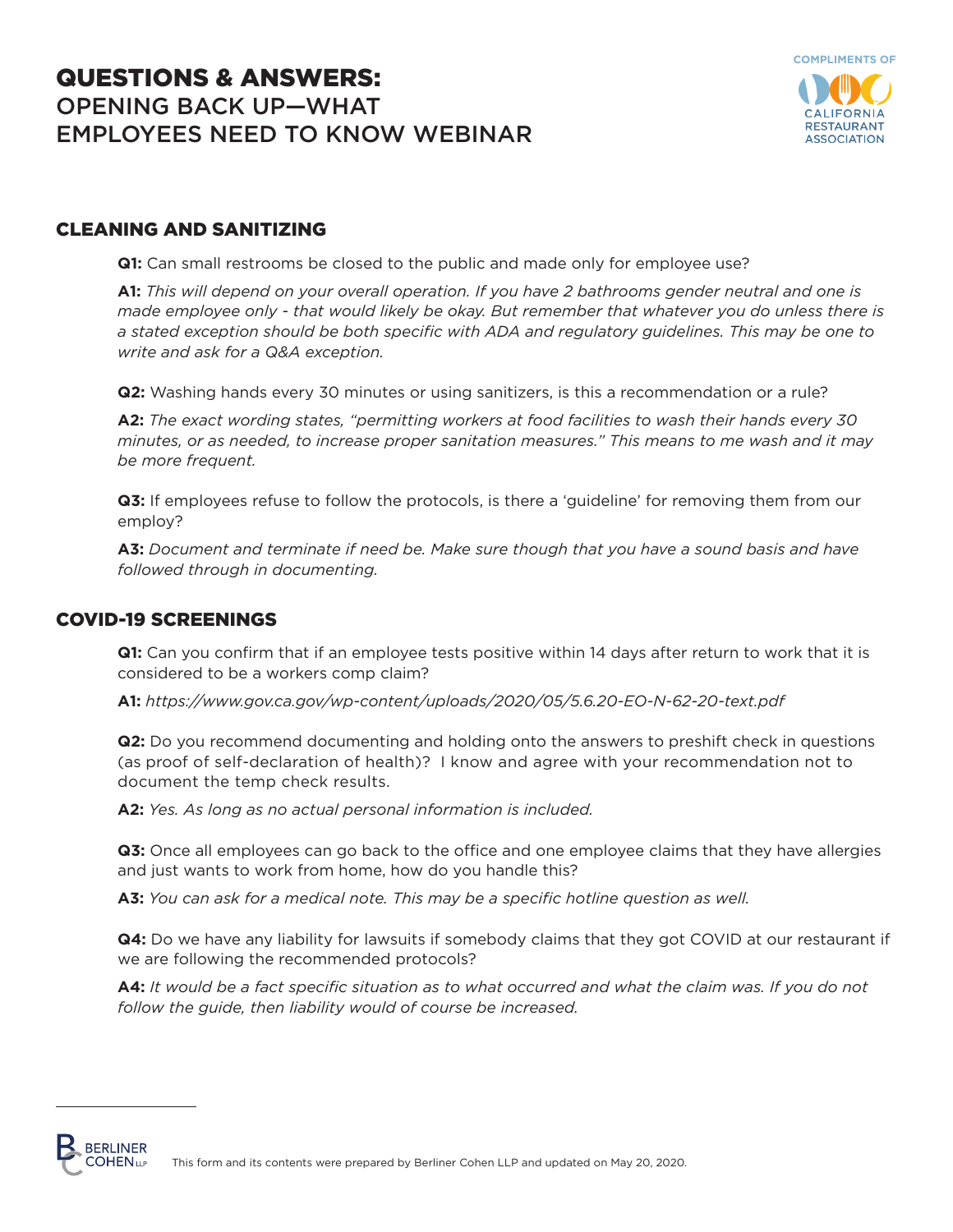# QUESTIONS & ANSWERS: OPENING BACK UP—WHAT EMPLOYEES NEED TO KNOW WEBINAR

COMPLIMENTS OF CALIFORNIA RESTAURANT ASSOCIATION

## CLEANING AND SANITIZING

**Q1:** Can small restrooms be closed to the public and made only for employee use?

**A1:** *This will depend on your overall operation. If you have 2 bathrooms gender neutral and one is made employee only - that would likely be okay. But remember that whatever you do unless there is a stated exception should be both specific with ADA and regulatory guidelines. This may be one to write and ask for a Q&A exception.*

**Q2:** Washing hands every 30 minutes or using sanitizers, is this a recommendation or a rule?

**A2:** *The exact wording states, "permitting workers at food facilities to wash their hands every 30 minutes, or as needed, to increase proper sanitation measures." This means to me wash and it may be more frequent.*

**Q3:** If employees refuse to follow the protocols, is there a 'guideline' for removing them from our employ?

**A3:** *Document and terminate if need be. Make sure though that you have a sound basis and have followed through in documenting.*

## COVID-19 SCREENINGS

**Q1:** Can you confirm that if an employee tests positive within 14 days after return to work that it is considered to be a workers comp claim?

**A1:** *https://www.gov.ca.gov/wp-content/uploads/2020/05/5.6.20-EO-N-62-20-text.pdf*

**Q2:** Do you recommend documenting and holding onto the answers to preshift check in questions (as proof of self-declaration of health)? I know and agree with your recommendation not to document the temp check results.

**A2:** *Yes. As long as no actual personal information is included.*

**Q3:** Once all employees can go back to the office and one employee claims that they have allergies and just wants to work from home, how do you handle this?

**A3:** *You can ask for a medical note. This may be a specific hotline question as well.*

**Q4:** Do we have any liability for lawsuits if somebody claims that they got COVID at our restaurant if we are following the recommended protocols?

**A4:** *It would be a fact specific situation as to what occurred and what the claim was. If you do not follow the guide, then liability would of course be increased.*

This form and its contents were prepared by Berliner Cohen LLP and updated on May 20, 2020.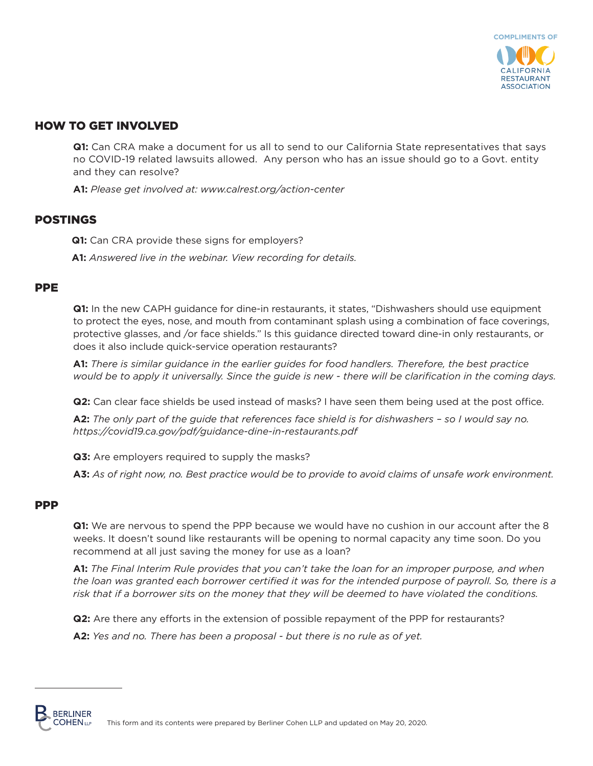## HOW TO GET INVOLVED

**Q1:** Can CRA make a document for us all to send to our California State representatives that says no COVID-19 related lawsuits allowed. Any person who has an issue should go to a Govt. entity and they can resolve?

**A1:** *Please get involved at: www.calrest.org/action-center*

## POSTINGS

**Q1:** Can CRA provide these signs for employers?

**A1:** *Answered live in the webinar. View recording for details.*

## PPE

**Q1:** In the new CAPH guidance for dine-in restaurants, it states, "Dishwashers should use equipment to protect the eyes, nose, and mouth from contaminant splash using a combination of face coverings, protective glasses, and /or face shields." Is this guidance directed toward dine-in only restaurants, or does it also include quick-service operation restaurants?

**A1:** *There is similar guidance in the earlier guides for food handlers. Therefore, the best practice would be to apply it universally. Since the guide is new - there will be clarification in the coming days.*

**Q2:** Can clear face shields be used instead of masks? I have seen them being used at the post office.

**A2:** *The only part of the guide that references face shield is for dishwashers – so I would say no. https://covid19.ca.gov/pdf/guidance-dine-in-restaurants.pdf*

**Q3:** Are employers required to supply the masks?

**A3:** *As of right now, no. Best practice would be to provide to avoid claims of unsafe work environment.*

## PPP

**Q1:** We are nervous to spend the PPP because we would have no cushion in our account after the 8 weeks. It doesn't sound like restaurants will be opening to normal capacity any time soon. Do you recommend at all just saving the money for use as a loan?

**A1:** *The Final Interim Rule provides that you can't take the loan for an improper purpose, and when the loan was granted each borrower certified it was for the intended purpose of payroll. So, there is a risk that if a borrower sits on the money that they will be deemed to have violated the conditions.*

**Q2:** Are there any efforts in the extension of possible repayment of the PPP for restaurants?

**A2:** *Yes and no. There has been a proposal - but there is no rule as of yet.*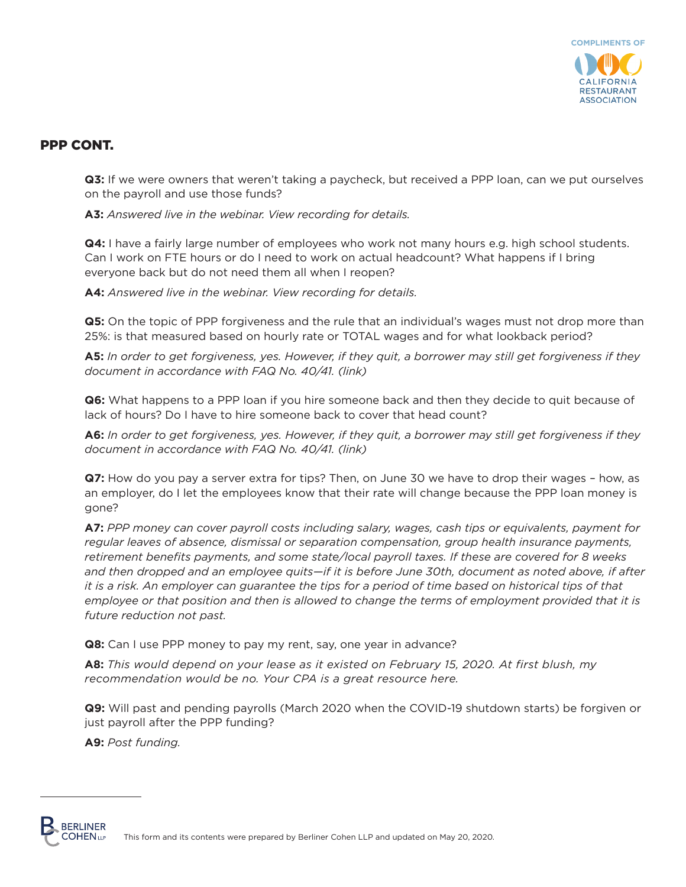## PPP CONT.

**Q3:** If we were owners that weren't taking a paycheck, but received a PPP loan, can we put ourselves on the payroll and use those funds?

**A3:** *Answered live in the webinar. View recording for details.*

**Q4:** I have a fairly large number of employees who work not many hours e.g. high school students. Can I work on FTE hours or do I need to work on actual headcount? What happens if I bring everyone back but do not need them all when I reopen?

**A4:** *Answered live in the webinar. View recording for details.*

**Q5:** On the topic of PPP forgiveness and the rule that an individual's wages must not drop more than 25%: is that measured based on hourly rate or TOTAL wages and for what lookback period?

**A5:** *In order to get forgiveness, yes. However, if they quit, a borrower may still get forgiveness if they document in accordance with FAQ No. 40/41. (link)*

**Q6:** What happens to a PPP loan if you hire someone back and then they decide to quit because of lack of hours? Do I have to hire someone back to cover that head count?

**A6:** *In order to get forgiveness, yes. However, if they quit, a borrower may still get forgiveness if they document in accordance with FAQ No. 40/41. (link)*

**Q7:** How do you pay a server extra for tips? Then, on June 30 we have to drop their wages – how, as an employer, do I let the employees know that their rate will change because the PPP loan money is gone?

**A7:** *PPP money can cover payroll costs including salary, wages, cash tips or equivalents, payment for regular leaves of absence, dismissal or separation compensation, group health insurance payments, retirement benefits payments, and some state/local payroll taxes. If these are covered for 8 weeks and then dropped and an employee quits—if it is before June 30th, document as noted above, if after it is a risk. An employer can guarantee the tips for a period of time based on historical tips of that employee or that position and then is allowed to change the terms of employment provided that it is future reduction not past.*

**Q8:** Can I use PPP money to pay my rent, say, one year in advance?

**A8:** *This would depend on your lease as it existed on February 15, 2020. At first blush, my recommendation would be no. Your CPA is a great resource here.*

**Q9:** Will past and pending payrolls (March 2020 when the COVID-19 shutdown starts) be forgiven or just payroll after the PPP funding?

**A9:** *Post funding.*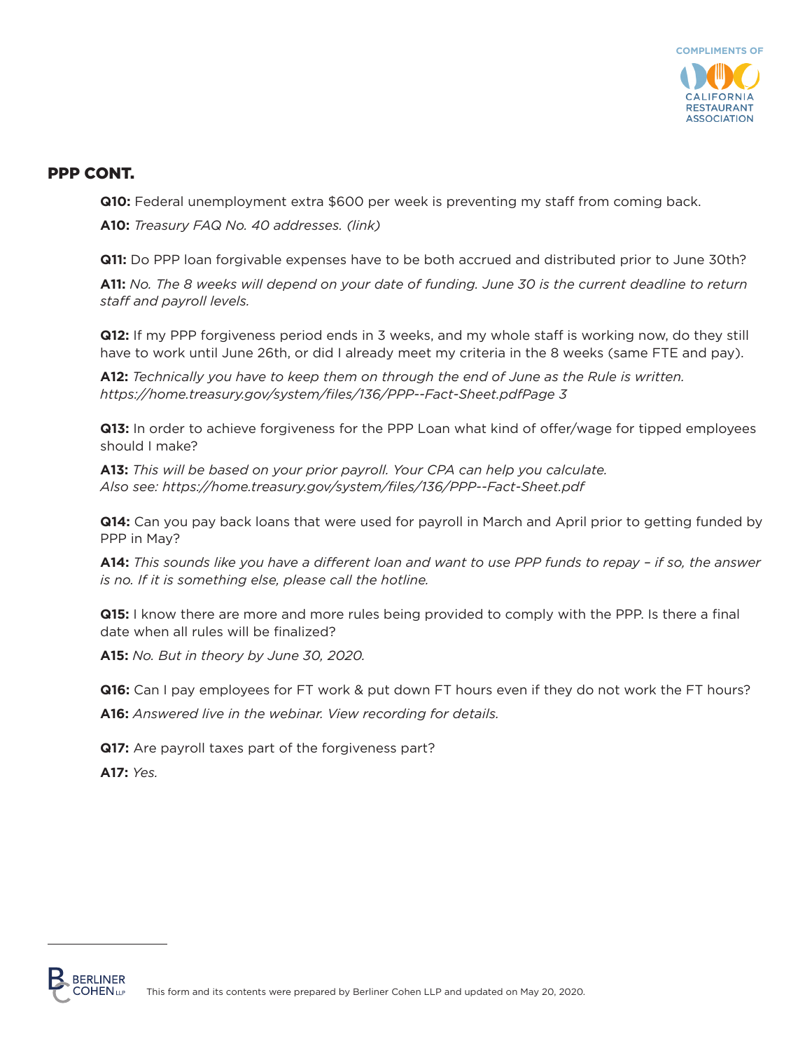## PPP CONT.

**Q10:** Federal unemployment extra $600 per week is preventing my staff from coming back.

**A10:** *Treasury FAQ No. 40 addresses. (link)*

**Q11:** Do PPP loan forgivable expenses have to be both accrued and distributed prior to June 30th?

**A11:** *No. The 8 weeks will depend on your date of funding. June 30 is the current deadline to return staff and payroll levels.*

**Q12:** If my PPP forgiveness period ends in 3 weeks, and my whole staff is working now, do they still have to work until June 26th, or did I already meet my criteria in the 8 weeks (same FTE and pay).

**A12:** *Technically you have to keep them on through the end of June as the Rule is written. https://home.treasury.gov/system/files/136/PPP--Fact-Sheet.pdfPage 3*

**Q13:** In order to achieve forgiveness for the PPP Loan what kind of offer/wage for tipped employees should I make?

**A13:** *This will be based on your prior payroll. Your CPA can help you calculate. Also see: https://home.treasury.gov/system/files/136/PPP--Fact-Sheet.pdf*

**Q14:** Can you pay back loans that were used for payroll in March and April prior to getting funded by PPP in May?

**A14:** *This sounds like you have a different loan and want to use PPP funds to repay – if so, the answer is no. If it is something else, please call the hotline.*

**Q15:** I know there are more and more rules being provided to comply with the PPP. Is there a final date when all rules will be finalized?

**A15:** *No. But in theory by June 30, 2020.*

**Q16:** Can I pay employees for FT work & put down FT hours even if they do not work the FT hours?

**A16:** *Answered live in the webinar. View recording for details.*

**Q17:** Are payroll taxes part of the forgiveness part?

**A17:** *Yes.*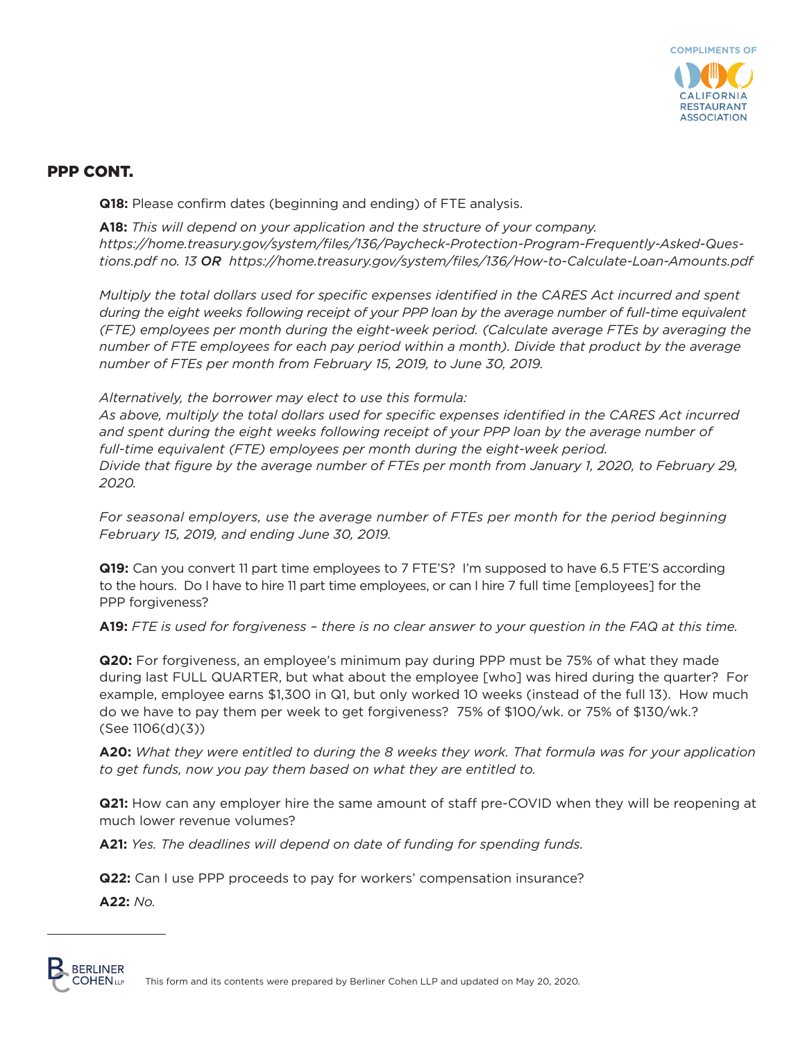## PPP CONT.

**Q18:** Please confirm dates (beginning and ending) of FTE analysis.

**A18:** *This will depend on your application and the structure of your company. https://home.treasury.gov/system/files/136/Paycheck-Protection-Program-Frequently-Asked-Questions.pdf no. 13* ***OR*** *https://home.treasury.gov/system/files/136/How-to-Calculate-Loan-Amounts.pdf*

*Multiply the total dollars used for specific expenses identified in the CARES Act incurred and spent during the eight weeks following receipt of your PPP loan by the average number of full-time equivalent (FTE) employees per month during the eight-week period. (Calculate average FTEs by averaging the number of FTE employees for each pay period within a month). Divide that product by the average number of FTEs per month from February 15, 2019, to June 30, 2019.*

*Alternatively, the borrower may elect to use this formula:*
*As above, multiply the total dollars used for specific expenses identified in the CARES Act incurred and spent during the eight weeks following receipt of your PPP loan by the average number of full-time equivalent (FTE) employees per month during the eight-week period.*
*Divide that figure by the average number of FTEs per month from January 1, 2020, to February 29, 2020.*

*For seasonal employers, use the average number of FTEs per month for the period beginning February 15, 2019, and ending June 30, 2019.*

**Q19:** Can you convert 11 part time employees to 7 FTE'S? I'm supposed to have 6.5 FTE'S according to the hours. Do I have to hire 11 part time employees, or can I hire 7 full time [employees] for the PPP forgiveness?

**A19:** *FTE is used for forgiveness – there is no clear answer to your question in the FAQ at this time.*

**Q20:** For forgiveness, an employee's minimum pay during PPP must be 75% of what they made during last FULL QUARTER, but what about the employee [who] was hired during the quarter? For example, employee earns $1,300 in Q1, but only worked 10 weeks (instead of the full 13). How much do we have to pay them per week to get forgiveness? 75% of $100/wk. or 75% of $130/wk.? (See 1106(d)(3))

**A20:** *What they were entitled to during the 8 weeks they work. That formula was for your application to get funds, now you pay them based on what they are entitled to.*

**Q21:** How can any employer hire the same amount of staff pre-COVID when they will be reopening at much lower revenue volumes?

**A21:** *Yes. The deadlines will depend on date of funding for spending funds.*

**Q22:** Can I use PPP proceeds to pay for workers' compensation insurance?

**A22:** *No.*

This form and its contents were prepared by Berliner Cohen LLP and updated on May 20, 2020.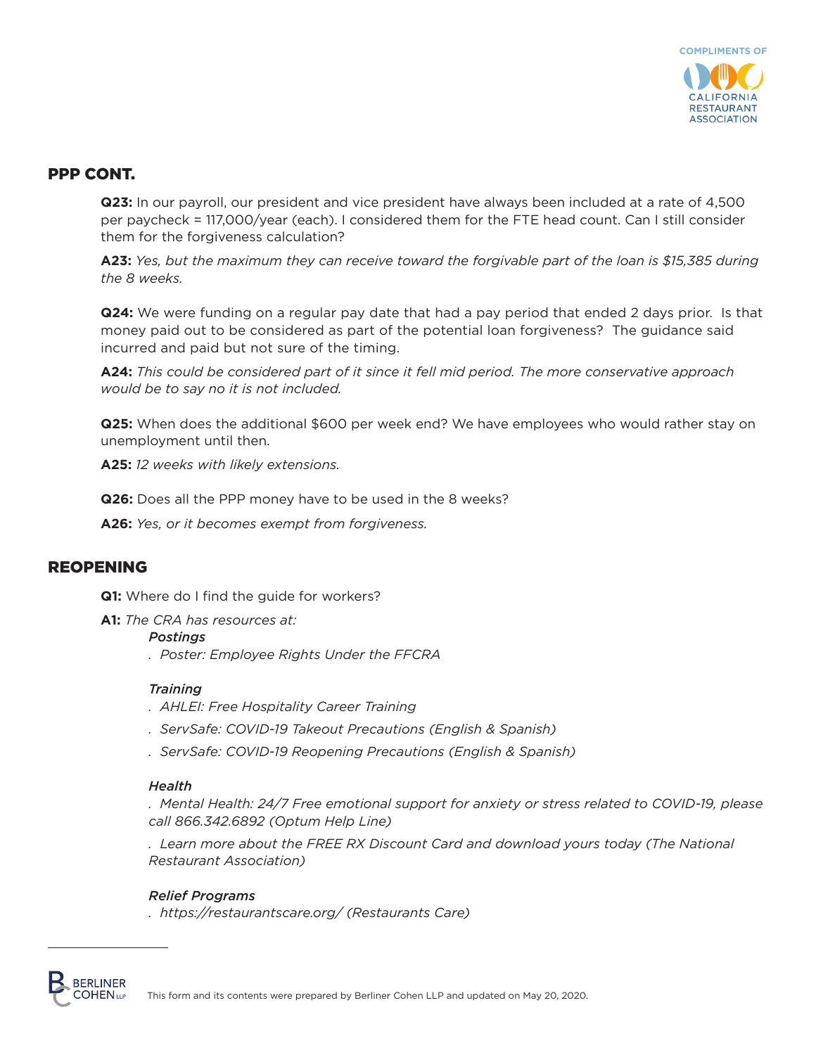## PPP CONT.

**Q23:** In our payroll, our president and vice president have always been included at a rate of 4,500 per paycheck = 117,000/year (each). I considered them for the FTE head count. Can I still consider them for the forgiveness calculation?

**A23:** *Yes, but the maximum they can receive toward the forgivable part of the loan is $15,385 during the 8 weeks.*

**Q24:** We were funding on a regular pay date that had a pay period that ended 2 days prior. Is that money paid out to be considered as part of the potential loan forgiveness? The guidance said incurred and paid but not sure of the timing.

**A24:** *This could be considered part of it since it fell mid period. The more conservative approach would be to say no it is not included.*

**Q25:** When does the additional $600 per week end? We have employees who would rather stay on unemployment until then.

**A25:** *12 weeks with likely extensions.*

**Q26:** Does all the PPP money have to be used in the 8 weeks?

**A26:** *Yes, or it becomes exempt from forgiveness.*

## REOPENING

**Q1:** Where do I find the guide for workers?

**A1:** *The CRA has resources at:*

***Postings***

- *Poster: Employee Rights Under the FFCRA*

***Training***

- *AHLEI: Free Hospitality Career Training*
- *ServSafe: COVID-19 Takeout Precautions (English & Spanish)*
- *ServSafe: COVID-19 Reopening Precautions (English & Spanish)*

***Health***

- *Mental Health: 24/7 Free emotional support for anxiety or stress related to COVID-19, please call 866.342.6892 (Optum Help Line)*
- *Learn more about the FREE RX Discount Card and download yours today (The National Restaurant Association)*

***Relief Programs***

- *https://restaurantscare.org/ (Restaurants Care)*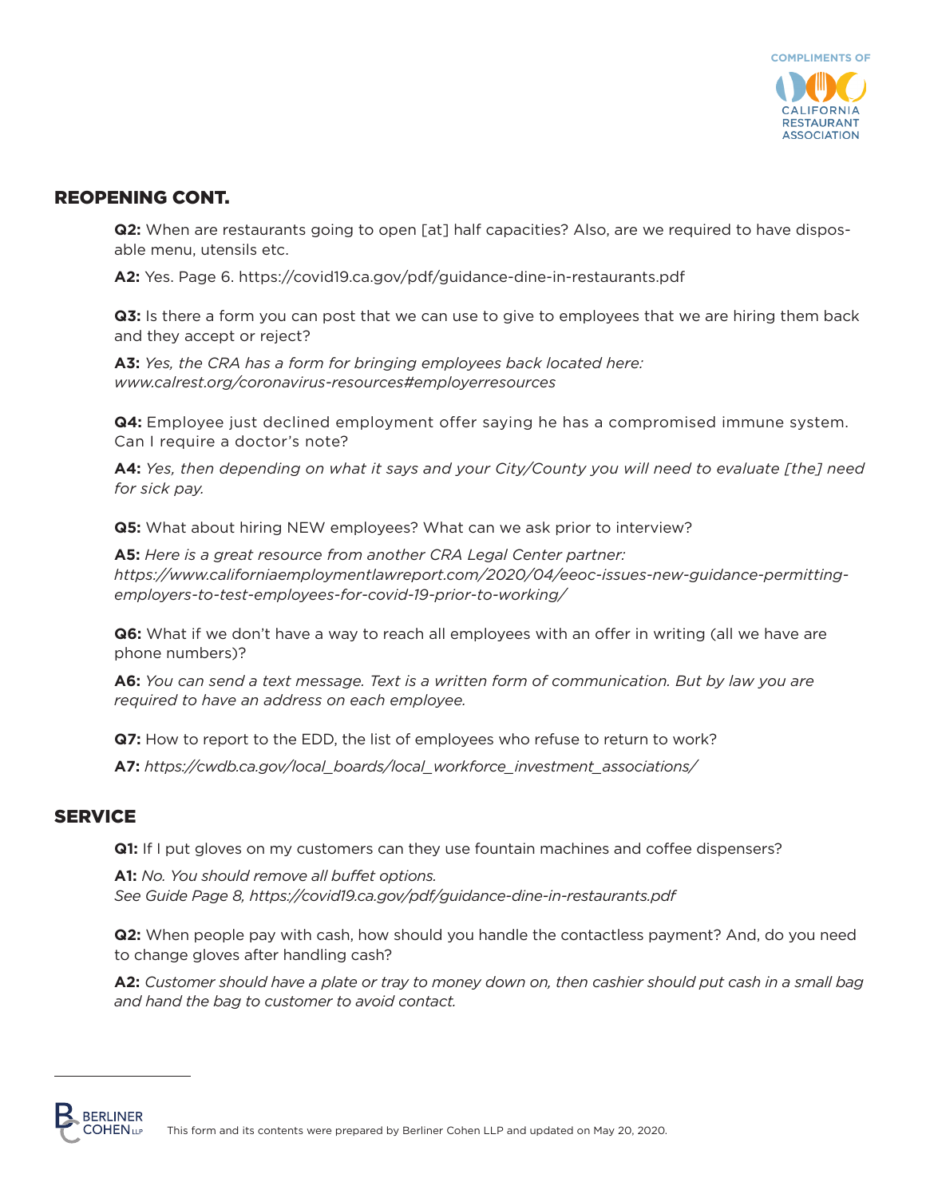## REOPENING CONT.

**Q2:** When are restaurants going to open [at] half capacities? Also, are we required to have disposable menu, utensils etc.

**A2:** Yes. Page 6. https://covid19.ca.gov/pdf/guidance-dine-in-restaurants.pdf

**Q3:** Is there a form you can post that we can use to give to employees that we are hiring them back and they accept or reject?

**A3:** *Yes, the CRA has a form for bringing employees back located here: www.calrest.org/coronavirus-resources#employerresources*

**Q4:** Employee just declined employment offer saying he has a compromised immune system. Can I require a doctor's note?

**A4:** *Yes, then depending on what it says and your City/County you will need to evaluate [the] need for sick pay.*

**Q5:** What about hiring NEW employees? What can we ask prior to interview?

**A5:** *Here is a great resource from another CRA Legal Center partner: https://www.californiaemploymentlawreport.com/2020/04/eeoc-issues-new-guidance-permitting-employers-to-test-employees-for-covid-19-prior-to-working/*

**Q6:** What if we don't have a way to reach all employees with an offer in writing (all we have are phone numbers)?

**A6:** *You can send a text message. Text is a written form of communication. But by law you are required to have an address on each employee.*

**Q7:** How to report to the EDD, the list of employees who refuse to return to work?

**A7:** *https://cwdb.ca.gov/local_boards/local_workforce_investment_associations/*

## SERVICE

**Q1:** If I put gloves on my customers can they use fountain machines and coffee dispensers?

**A1:** *No. You should remove all buffet options.*
*See Guide Page 8, https://covid19.ca.gov/pdf/guidance-dine-in-restaurants.pdf*

**Q2:** When people pay with cash, how should you handle the contactless payment? And, do you need to change gloves after handling cash?

**A2:** *Customer should have a plate or tray to money down on, then cashier should put cash in a small bag and hand the bag to customer to avoid contact.*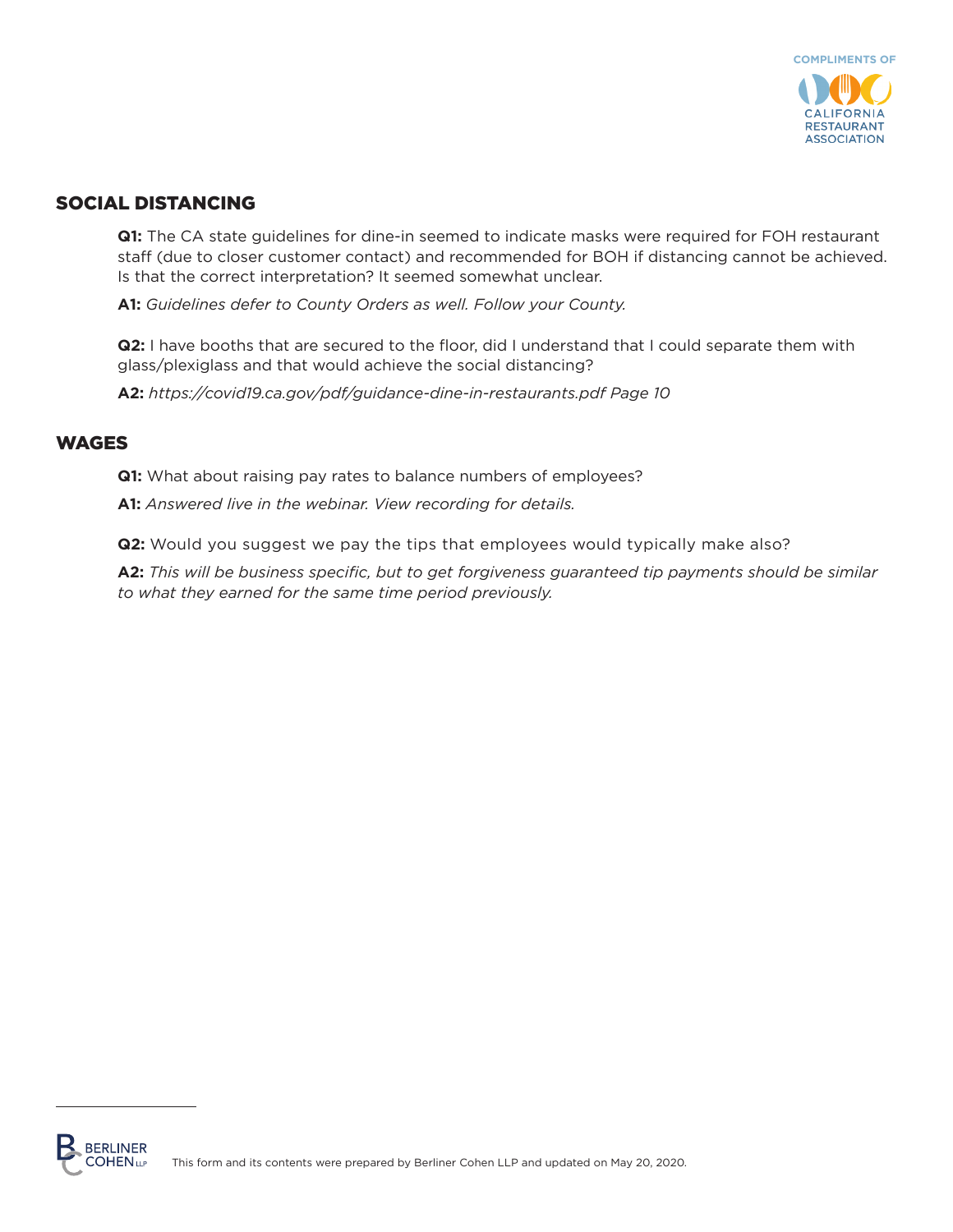## SOCIAL DISTANCING

**Q1:** The CA state guidelines for dine-in seemed to indicate masks were required for FOH restaurant staff (due to closer customer contact) and recommended for BOH if distancing cannot be achieved. Is that the correct interpretation? It seemed somewhat unclear.

**A1:** *Guidelines defer to County Orders as well. Follow your County.*

**Q2:** I have booths that are secured to the floor, did I understand that I could separate them with glass/plexiglass and that would achieve the social distancing?

**A2:** *https://covid19.ca.gov/pdf/guidance-dine-in-restaurants.pdf Page 10*

## WAGES

**Q1:** What about raising pay rates to balance numbers of employees?

**A1:** *Answered live in the webinar. View recording for details.*

**Q2:** Would you suggest we pay the tips that employees would typically make also?

**A2:** *This will be business specific, but to get forgiveness guaranteed tip payments should be similar to what they earned for the same time period previously.*